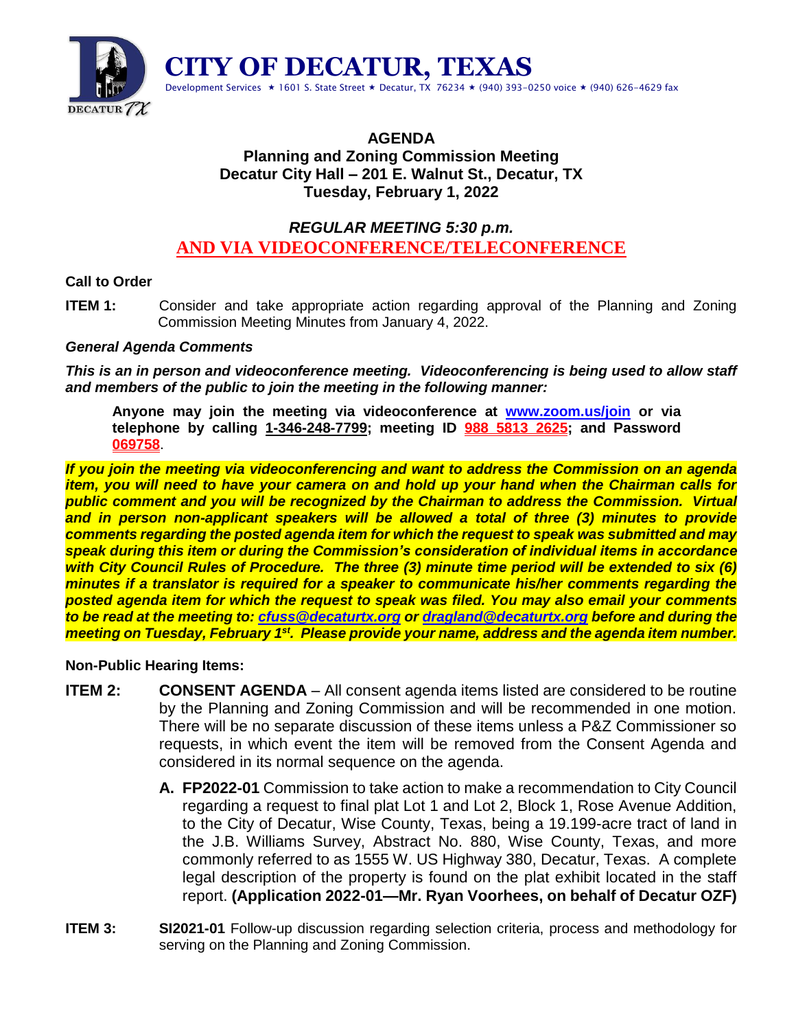# CITY OF DECATUR, TEXAS

Development Services ★ 1601 S. State Street ★ Decatur, TX 76234 ★ (940) 393-0250 voice ★ (940) 626-4629 fax

## AGENDA
### Planning and Zoning Commission Meeting
### Decatur City Hall – 201 E. Walnut St., Decatur, TX
### Tuesday, February 1, 2022

### *REGULAR MEETING 5:30 p.m.*
### AND VIA VIDEOCONFERENCE/TELECONFERENCE

**Call to Order**

**ITEM 1:** Consider and take appropriate action regarding approval of the Planning and Zoning Commission Meeting Minutes from January 4, 2022.

***General Agenda Comments***

***This is an in person and videoconference meeting. Videoconferencing is being used to allow staff and members of the public to join the meeting in the following manner:***

> **Anyone may join the meeting via videoconference at [www.zoom.us/join](http://www.zoom.us/join) or via telephone by calling 1-346-248-7799; meeting ID 988 5813 2625; and Password 069758.**

***If you join the meeting via videoconferencing and want to address the Commission on an agenda item, you will need to have your camera on and hold up your hand when the Chairman calls for public comment and you will be recognized by the Chairman to address the Commission. Virtual and in person non-applicant speakers will be allowed a total of three (3) minutes to provide comments regarding the posted agenda item for which the request to speak was submitted and may speak during this item or during the Commission's consideration of individual items in accordance with City Council Rules of Procedure. The three (3) minute time period will be extended to six (6) minutes if a translator is required for a speaker to communicate his/her comments regarding the posted agenda item for which the request to speak was filed. You may also email your comments to be read at the meeting to: cfuss@decaturtx.org or dragland@decaturtx.org before and during the meeting on Tuesday, February 1st. Please provide your name, address and the agenda item number.***

**Non-Public Hearing Items:**

**ITEM 2:** **CONSENT AGENDA** – All consent agenda items listed are considered to be routine by the Planning and Zoning Commission and will be recommended in one motion. There will be no separate discussion of these items unless a P&Z Commissioner so requests, in which event the item will be removed from the Consent Agenda and considered in its normal sequence on the agenda.

**A. FP2022-01** Commission to take action to make a recommendation to City Council regarding a request to final plat Lot 1 and Lot 2, Block 1, Rose Avenue Addition, to the City of Decatur, Wise County, Texas, being a 19.199-acre tract of land in the J.B. Williams Survey, Abstract No. 880, Wise County, Texas, and more commonly referred to as 1555 W. US Highway 380, Decatur, Texas. A complete legal description of the property is found on the plat exhibit located in the staff report. **(Application 2022-01—Mr. Ryan Voorhees, on behalf of Decatur OZF)**

**ITEM 3:** **SI2021-01** Follow-up discussion regarding selection criteria, process and methodology for serving on the Planning and Zoning Commission.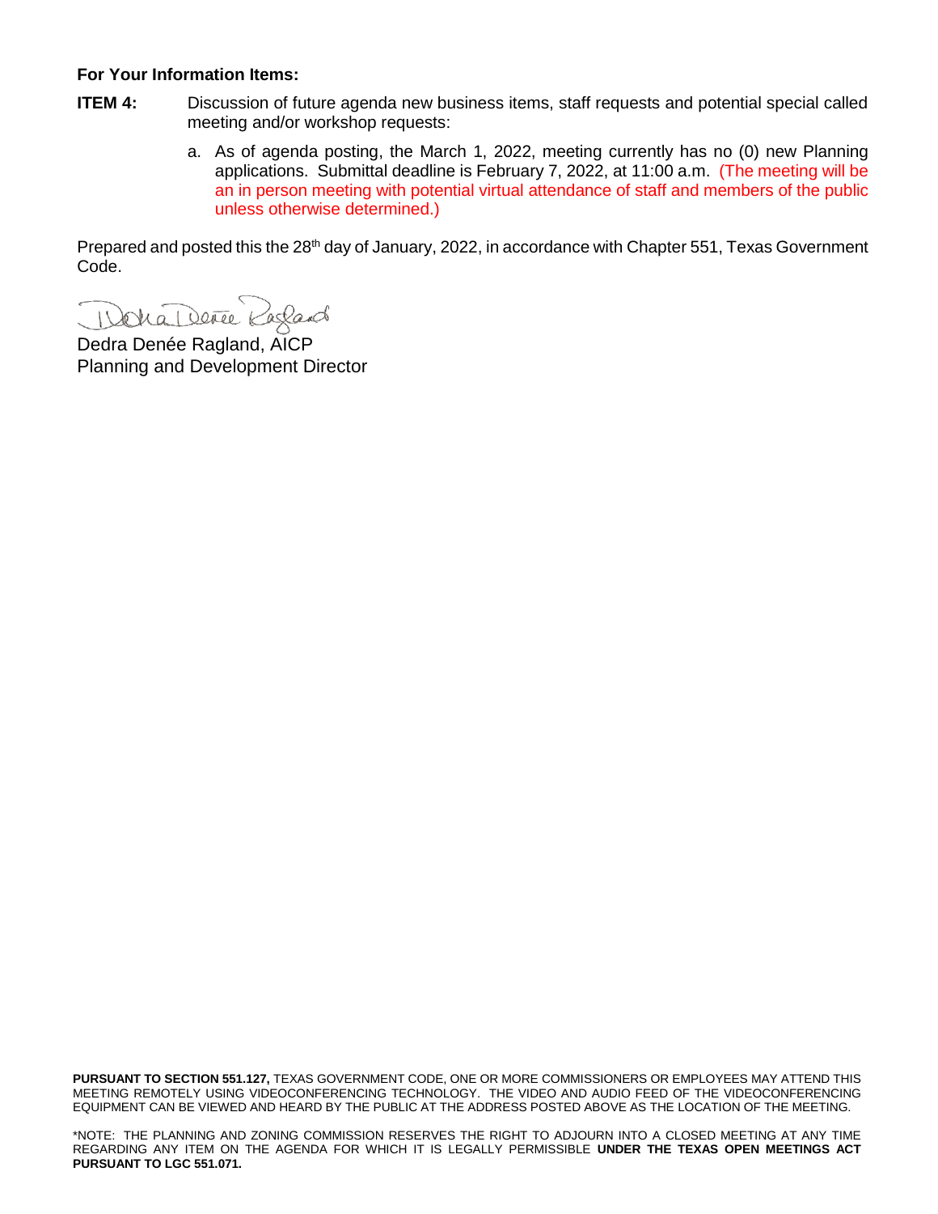**For Your Information Items:**

**ITEM 4:** Discussion of future agenda new business items, staff requests and potential special called meeting and/or workshop requests:

a. As of agenda posting, the March 1, 2022, meeting currently has no (0) new Planning applications. Submittal deadline is February 7, 2022, at 11:00 a.m. (The meeting will be an in person meeting with potential virtual attendance of staff and members of the public unless otherwise determined.)

Prepared and posted this the 28th day of January, 2022, in accordance with Chapter 551, Texas Government Code.

Dedra Denée Ragland, AICP
Planning and Development Director

**PURSUANT TO SECTION 551.127,** TEXAS GOVERNMENT CODE, ONE OR MORE COMMISSIONERS OR EMPLOYEES MAY ATTEND THIS MEETING REMOTELY USING VIDEOCONFERENCING TECHNOLOGY. THE VIDEO AND AUDIO FEED OF THE VIDEOCONFERENCING EQUIPMENT CAN BE VIEWED AND HEARD BY THE PUBLIC AT THE ADDRESS POSTED ABOVE AS THE LOCATION OF THE MEETING.

*NOTE: THE PLANNING AND ZONING COMMISSION RESERVES THE RIGHT TO ADJOURN INTO A CLOSED MEETING AT ANY TIME REGARDING ANY ITEM ON THE AGENDA FOR WHICH IT IS LEGALLY PERMISSIBLE **UNDER THE TEXAS OPEN MEETINGS ACT PURSUANT TO LGC 551.071.**